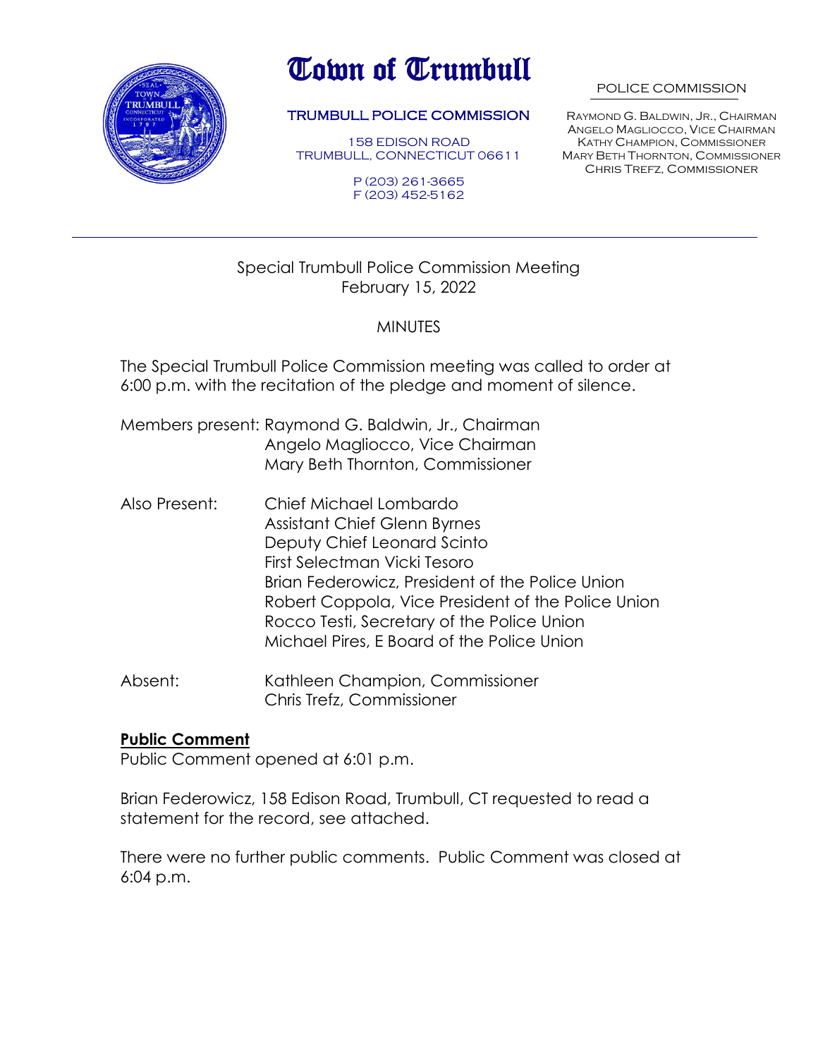# Town of Trumbull

**TRUMBULL POLICE COMMISSION**

158 EDISON ROAD
TRUMBULL, CONNECTICUT 06611

P (203) 261-3665
F (203) 452-5162

POLICE COMMISSION

Raymond G. Baldwin, Jr., Chairman
Angelo Magliocco, Vice Chairman
Kathy Champion, Commissioner
Mary Beth Thornton, Commissioner
Chris Trefz, Commissioner

---

Special Trumbull Police Commission Meeting
February 15, 2022

MINUTES

The Special Trumbull Police Commission meeting was called to order at 6:00 p.m. with the recitation of the pledge and moment of silence.

Members present: Raymond G. Baldwin, Jr., Chairman
Angelo Magliocco, Vice Chairman
Mary Beth Thornton, Commissioner

Also Present: Chief Michael Lombardo
Assistant Chief Glenn Byrnes
Deputy Chief Leonard Scinto
First Selectman Vicki Tesoro
Brian Federowicz, President of the Police Union
Robert Coppola, Vice President of the Police Union
Rocco Testi, Secretary of the Police Union
Michael Pires, E Board of the Police Union

Absent: Kathleen Champion, Commissioner
Chris Trefz, Commissioner

**Public Comment**

Public Comment opened at 6:01 p.m.

Brian Federowicz, 158 Edison Road, Trumbull, CT requested to read a statement for the record, see attached.

There were no further public comments. Public Comment was closed at 6:04 p.m.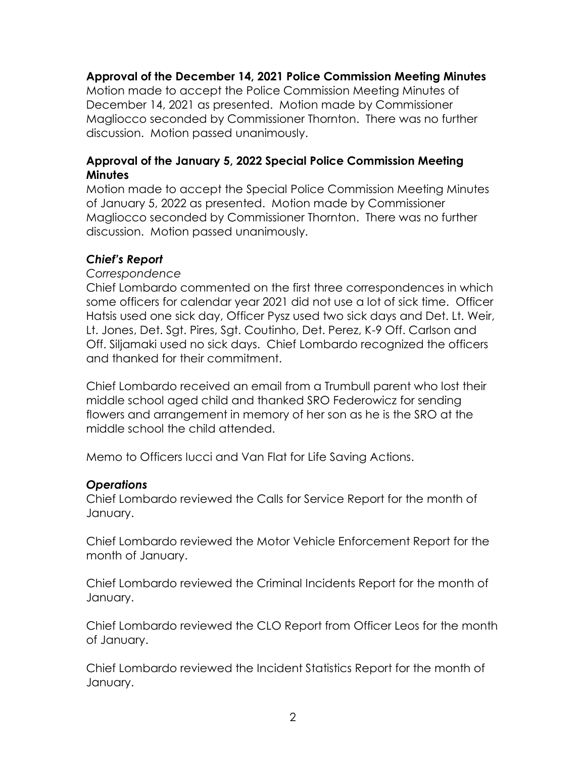**Approval of the December 14, 2021 Police Commission Meeting Minutes**
Motion made to accept the Police Commission Meeting Minutes of December 14, 2021 as presented. Motion made by Commissioner Magliocco seconded by Commissioner Thornton. There was no further discussion. Motion passed unanimously.

**Approval of the January 5, 2022 Special Police Commission Meeting Minutes**
Motion made to accept the Special Police Commission Meeting Minutes of January 5, 2022 as presented. Motion made by Commissioner Magliocco seconded by Commissioner Thornton. There was no further discussion. Motion passed unanimously.

***Chief's Report***

*Correspondence*

Chief Lombardo commented on the first three correspondences in which some officers for calendar year 2021 did not use a lot of sick time. Officer Hatsis used one sick day, Officer Pysz used two sick days and Det. Lt. Weir, Lt. Jones, Det. Sgt. Pires, Sgt. Coutinho, Det. Perez, K-9 Off. Carlson and Off. Siljamaki used no sick days. Chief Lombardo recognized the officers and thanked for their commitment.

Chief Lombardo received an email from a Trumbull parent who lost their middle school aged child and thanked SRO Federowicz for sending flowers and arrangement in memory of her son as he is the SRO at the middle school the child attended.

Memo to Officers Iucci and Van Flat for Life Saving Actions.

***Operations***

Chief Lombardo reviewed the Calls for Service Report for the month of January.

Chief Lombardo reviewed the Motor Vehicle Enforcement Report for the month of January.

Chief Lombardo reviewed the Criminal Incidents Report for the month of January.

Chief Lombardo reviewed the CLO Report from Officer Leos for the month of January.

Chief Lombardo reviewed the Incident Statistics Report for the month of January.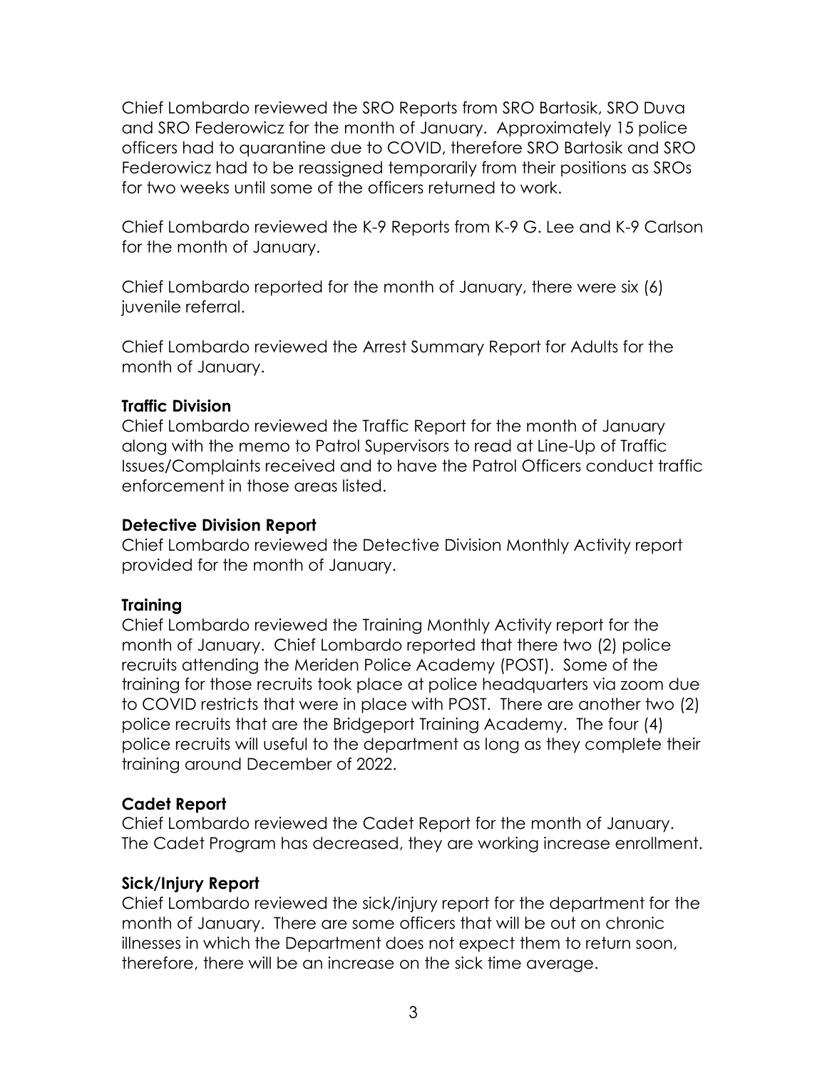Chief Lombardo reviewed the SRO Reports from SRO Bartosik, SRO Duva and SRO Federowicz for the month of January. Approximately 15 police officers had to quarantine due to COVID, therefore SRO Bartosik and SRO Federowicz had to be reassigned temporarily from their positions as SROs for two weeks until some of the officers returned to work.

Chief Lombardo reviewed the K-9 Reports from K-9 G. Lee and K-9 Carlson for the month of January.

Chief Lombardo reported for the month of January, there were six (6) juvenile referral.

Chief Lombardo reviewed the Arrest Summary Report for Adults for the month of January.

**Traffic Division**

Chief Lombardo reviewed the Traffic Report for the month of January along with the memo to Patrol Supervisors to read at Line-Up of Traffic Issues/Complaints received and to have the Patrol Officers conduct traffic enforcement in those areas listed.

**Detective Division Report**

Chief Lombardo reviewed the Detective Division Monthly Activity report provided for the month of January.

**Training**

Chief Lombardo reviewed the Training Monthly Activity report for the month of January. Chief Lombardo reported that there two (2) police recruits attending the Meriden Police Academy (POST). Some of the training for those recruits took place at police headquarters via zoom due to COVID restricts that were in place with POST. There are another two (2) police recruits that are the Bridgeport Training Academy. The four (4) police recruits will useful to the department as long as they complete their training around December of 2022.

**Cadet Report**

Chief Lombardo reviewed the Cadet Report for the month of January. The Cadet Program has decreased, they are working increase enrollment.

**Sick/Injury Report**

Chief Lombardo reviewed the sick/injury report for the department for the month of January. There are some officers that will be out on chronic illnesses in which the Department does not expect them to return soon, therefore, there will be an increase on the sick time average.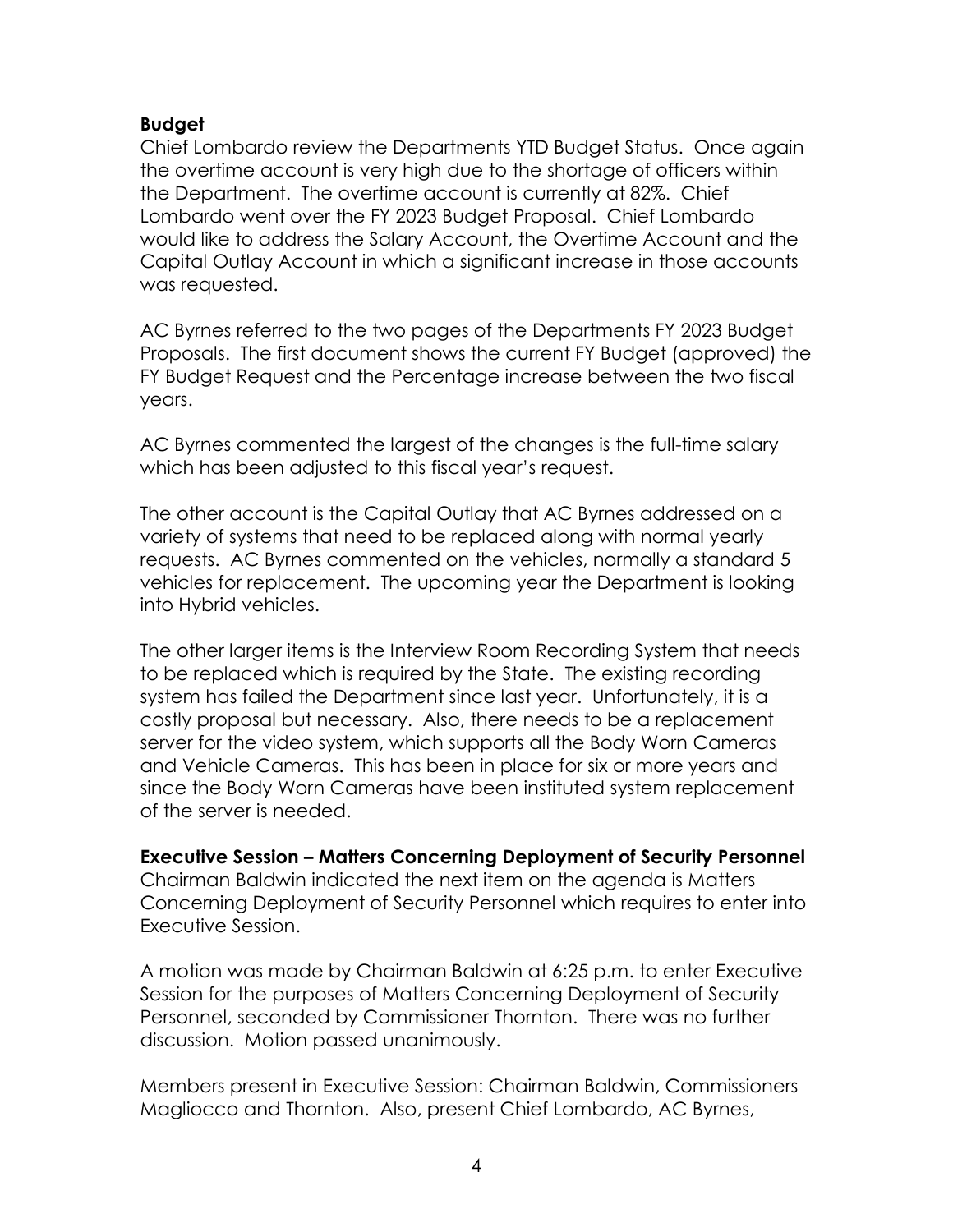**Budget**

Chief Lombardo review the Departments YTD Budget Status. Once again the overtime account is very high due to the shortage of officers within the Department. The overtime account is currently at 82%. Chief Lombardo went over the FY 2023 Budget Proposal. Chief Lombardo would like to address the Salary Account, the Overtime Account and the Capital Outlay Account in which a significant increase in those accounts was requested.

AC Byrnes referred to the two pages of the Departments FY 2023 Budget Proposals. The first document shows the current FY Budget (approved) the FY Budget Request and the Percentage increase between the two fiscal years.

AC Byrnes commented the largest of the changes is the full-time salary which has been adjusted to this fiscal year's request.

The other account is the Capital Outlay that AC Byrnes addressed on a variety of systems that need to be replaced along with normal yearly requests. AC Byrnes commented on the vehicles, normally a standard 5 vehicles for replacement. The upcoming year the Department is looking into Hybrid vehicles.

The other larger items is the Interview Room Recording System that needs to be replaced which is required by the State. The existing recording system has failed the Department since last year. Unfortunately, it is a costly proposal but necessary. Also, there needs to be a replacement server for the video system, which supports all the Body Worn Cameras and Vehicle Cameras. This has been in place for six or more years and since the Body Worn Cameras have been instituted system replacement of the server is needed.

**Executive Session – Matters Concerning Deployment of Security Personnel**

Chairman Baldwin indicated the next item on the agenda is Matters Concerning Deployment of Security Personnel which requires to enter into Executive Session.

A motion was made by Chairman Baldwin at 6:25 p.m. to enter Executive Session for the purposes of Matters Concerning Deployment of Security Personnel, seconded by Commissioner Thornton. There was no further discussion. Motion passed unanimously.

Members present in Executive Session: Chairman Baldwin, Commissioners Magliocco and Thornton. Also, present Chief Lombardo, AC Byrnes,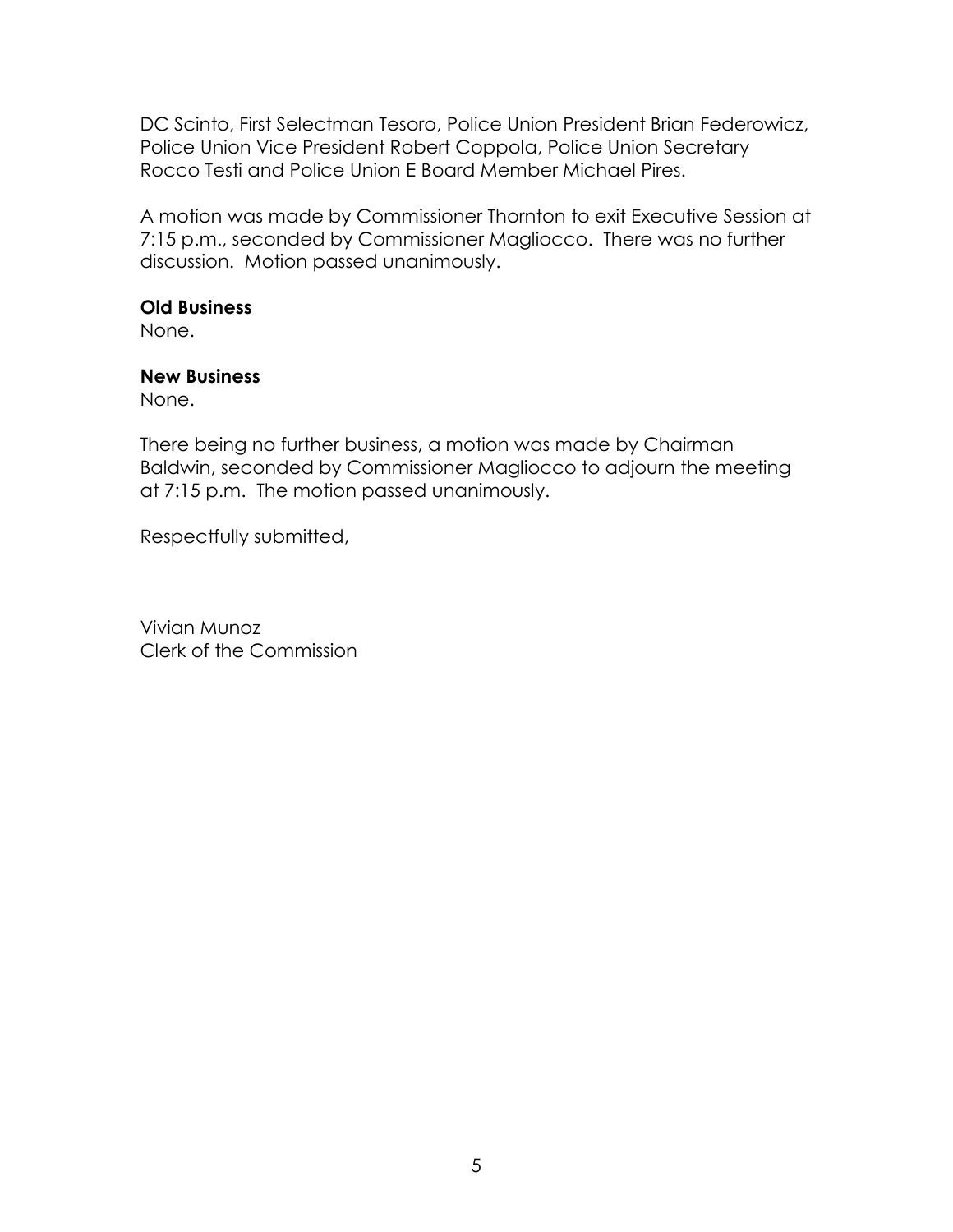DC Scinto, First Selectman Tesoro, Police Union President Brian Federowicz, Police Union Vice President Robert Coppola, Police Union Secretary Rocco Testi and Police Union E Board Member Michael Pires.

A motion was made by Commissioner Thornton to exit Executive Session at 7:15 p.m., seconded by Commissioner Magliocco. There was no further discussion. Motion passed unanimously.

**Old Business**
None.

**New Business**
None.

There being no further business, a motion was made by Chairman Baldwin, seconded by Commissioner Magliocco to adjourn the meeting at 7:15 p.m. The motion passed unanimously.

Respectfully submitted,

Vivian Munoz
Clerk of the Commission